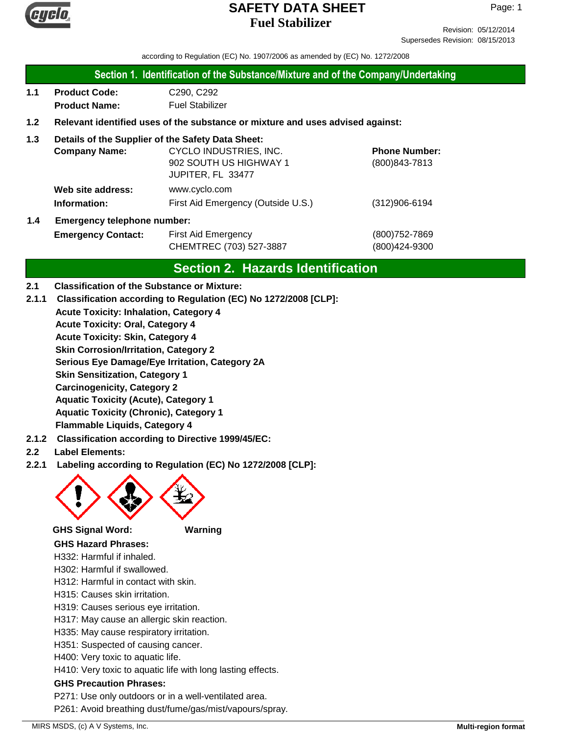# SAFETY DATA SHEET
# Fuel Stabilizer

Revision: 05/12/2014
Supersedes Revision: 08/15/2013

according to Regulation (EC) No. 1907/2006 as amended by (EC) No. 1272/2008

## Section 1. Identification of the Substance/Mixture and of the Company/Undertaking

**1.1 Product Code:** C290, C292
**Product Name:** Fuel Stabilizer

**1.2 Relevant identified uses of the substance or mixture and uses advised against:**

**1.3 Details of the Supplier of the Safety Data Sheet:**

**Company Name:** CYCLO INDUSTRIES, INC.
902 SOUTH US HIGHWAY 1
JUPITER, FL 33477

**Phone Number:** (800)843-7813

**Web site address:** www.cyclo.com

**Information:** First Aid Emergency (Outside U.S.) (312)906-6194

**1.4 Emergency telephone number:**

**Emergency Contact:** First Aid Emergency (800)752-7869
CHEMTREC (703) 527-3887 (800)424-9300

## Section 2. Hazards Identification

**2.1 Classification of the Substance or Mixture:**

**2.1.1 Classification according to Regulation (EC) No 1272/2008 [CLP]:**

**Acute Toxicity: Inhalation, Category 4**
**Acute Toxicity: Oral, Category 4**
**Acute Toxicity: Skin, Category 4**
**Skin Corrosion/Irritation, Category 2**
**Serious Eye Damage/Eye Irritation, Category 2A**
**Skin Sensitization, Category 1**
**Carcinogenicity, Category 2**
**Aquatic Toxicity (Acute), Category 1**
**Aquatic Toxicity (Chronic), Category 1**
**Flammable Liquids, Category 4**

**2.1.2 Classification according to Directive 1999/45/EC:**

**2.2 Label Elements:**

**2.2.1 Labeling according to Regulation (EC) No 1272/2008 [CLP]:**

**GHS Signal Word:** **Warning**

**GHS Hazard Phrases:**

H332: Harmful if inhaled.
H302: Harmful if swallowed.
H312: Harmful in contact with skin.
H315: Causes skin irritation.
H319: Causes serious eye irritation.
H317: May cause an allergic skin reaction.
H335: May cause respiratory irritation.
H351: Suspected of causing cancer.
H400: Very toxic to aquatic life.
H410: Very toxic to aquatic life with long lasting effects.

**GHS Precaution Phrases:**

P271: Use only outdoors or in a well-ventilated area.
P261: Avoid breathing dust/fume/gas/mist/vapours/spray.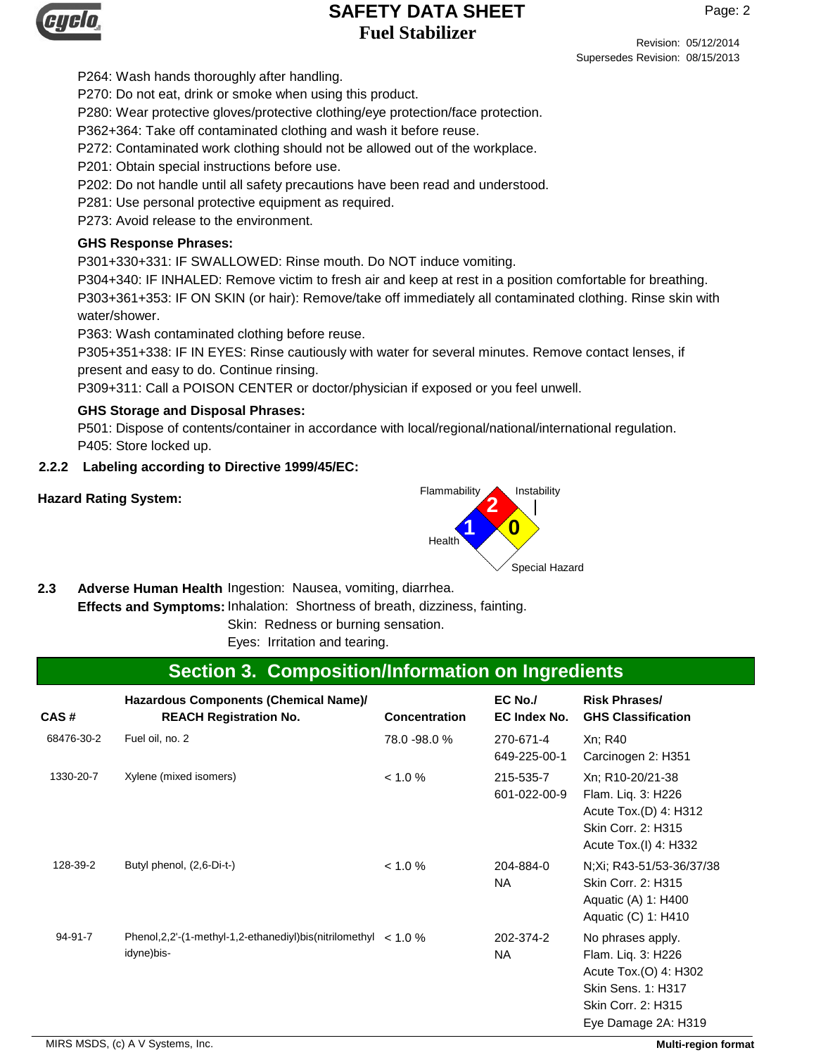P264: Wash hands thoroughly after handling.
P270: Do not eat, drink or smoke when using this product.
P280: Wear protective gloves/protective clothing/eye protection/face protection.
P362+364: Take off contaminated clothing and wash it before reuse.
P272: Contaminated work clothing should not be allowed out of the workplace.
P201: Obtain special instructions before use.
P202: Do not handle until all safety precautions have been read and understood.
P281: Use personal protective equipment as required.
P273: Avoid release to the environment.

**GHS Response Phrases:**

P301+330+331: IF SWALLOWED: Rinse mouth. Do NOT induce vomiting.
P304+340: IF INHALED: Remove victim to fresh air and keep at rest in a position comfortable for breathing.
P303+361+353: IF ON SKIN (or hair): Remove/take off immediately all contaminated clothing. Rinse skin with water/shower.
P363: Wash contaminated clothing before reuse.
P305+351+338: IF IN EYES: Rinse cautiously with water for several minutes. Remove contact lenses, if present and easy to do. Continue rinsing.
P309+311: Call a POISON CENTER or doctor/physician if exposed or you feel unwell.

**GHS Storage and Disposal Phrases:**

P501: Dispose of contents/container in accordance with local/regional/national/international regulation.
P405: Store locked up.

**2.2.2 Labeling according to Directive 1999/45/EC:**

**Hazard Rating System:**

Flammability: 2
Health: 1
Instability: 0
Special Hazard:

**2.3 Adverse Human Health Effects and Symptoms:**

Ingestion: Nausea, vomiting, diarrhea.
Inhalation: Shortness of breath, dizziness, fainting.
Skin: Redness or burning sensation.
Eyes: Irritation and tearing.

## Section 3. Composition/Information on Ingredients

| CAS # | Hazardous Components (Chemical Name)/ REACH Registration No. | Concentration | EC No./ EC Index No. | Risk Phrases/ GHS Classification |
|---|---|---|---|---|
| 68476-30-2 | Fuel oil, no. 2 | 78.0 -98.0 % | 270-671-4<br>649-225-00-1 | Xn; R40<br>Carcinogen 2: H351 |
| 1330-20-7 | Xylene (mixed isomers) | < 1.0 % | 215-535-7<br>601-022-00-9 | Xn; R10-20/21-38<br>Flam. Liq. 3: H226<br>Acute Tox.(D) 4: H312<br>Skin Corr. 2: H315<br>Acute Tox.(I) 4: H332 |
| 128-39-2 | Butyl phenol, (2,6-Di-t-) | < 1.0 % | 204-884-0<br>NA | N;Xi; R43-51/53-36/37/38<br>Skin Corr. 2: H315<br>Aquatic (A) 1: H400<br>Aquatic (C) 1: H410 |
| 94-91-7 | Phenol,2,2'-(1-methyl-1,2-ethanediyl)bis(nitrilomethylidyne)bis- | < 1.0 % | 202-374-2<br>NA | No phrases apply.<br>Flam. Liq. 3: H226<br>Acute Tox.(O) 4: H302<br>Skin Sens. 1: H317<br>Skin Corr. 2: H315<br>Eye Damage 2A: H319 |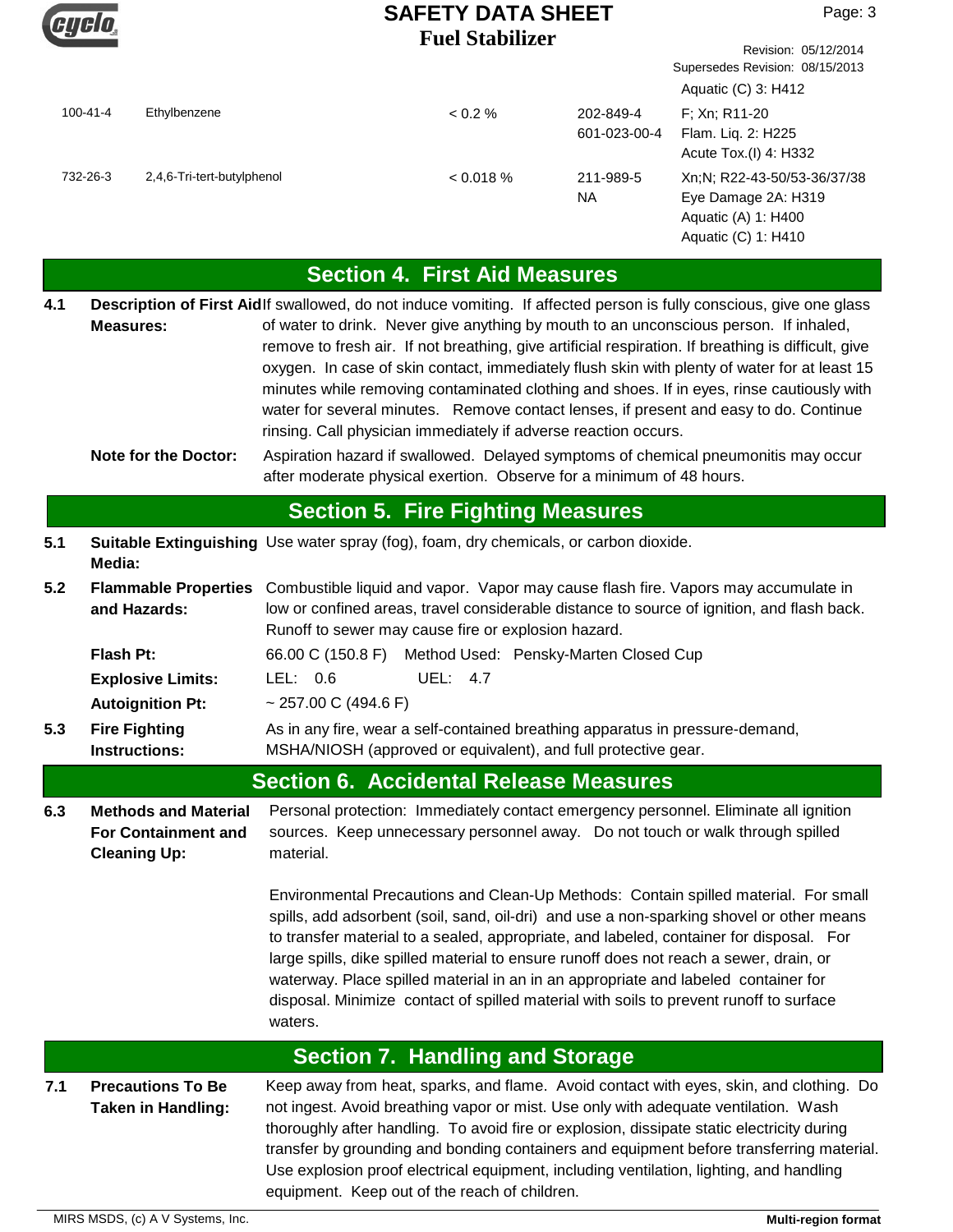| | | | | |
|---|---|---|---|---|
| | | | | Aquatic (C) 3: H412 |
| 100-41-4 | Ethylbenzene | < 0.2 % | 202-849-4<br>601-023-00-4 | F; Xn; R11-20<br>Flam. Liq. 2: H225<br>Acute Tox.(I) 4: H332 |
| 732-26-3 | 2,4,6-Tri-tert-butylphenol | < 0.018 % | 211-989-5<br>NA | Xn;N; R22-43-50/53-36/37/38<br>Eye Damage 2A: H319<br>Aquatic (A) 1: H400<br>Aquatic (C) 1: H410 |

## Section 4. First Aid Measures

**4.1 Description of First Aid Measures:** If swallowed, do not induce vomiting. If affected person is fully conscious, give one glass of water to drink. Never give anything by mouth to an unconscious person. If inhaled, remove to fresh air. If not breathing, give artificial respiration. If breathing is difficult, give oxygen. In case of skin contact, immediately flush skin with plenty of water for at least 15 minutes while removing contaminated clothing and shoes. If in eyes, rinse cautiously with water for several minutes. Remove contact lenses, if present and easy to do. Continue rinsing. Call physician immediately if adverse reaction occurs.

**Note for the Doctor:** Aspiration hazard if swallowed. Delayed symptoms of chemical pneumonitis may occur after moderate physical exertion. Observe for a minimum of 48 hours.

## Section 5. Fire Fighting Measures

**5.1 Suitable Extinguishing Media:** Use water spray (fog), foam, dry chemicals, or carbon dioxide.

**5.2 Flammable Properties and Hazards:** Combustible liquid and vapor. Vapor may cause flash fire. Vapors may accumulate in low or confined areas, travel considerable distance to source of ignition, and flash back. Runoff to sewer may cause fire or explosion hazard.

**Flash Pt:** 66.00 C (150.8 F) Method Used: Pensky-Marten Closed Cup

**Explosive Limits:** LEL: 0.6 UEL: 4.7

**Autoignition Pt:** ~ 257.00 C (494.6 F)

**5.3 Fire Fighting Instructions:** As in any fire, wear a self-contained breathing apparatus in pressure-demand, MSHA/NIOSH (approved or equivalent), and full protective gear.

## Section 6. Accidental Release Measures

**6.3 Methods and Material For Containment and Cleaning Up:** Personal protection: Immediately contact emergency personnel. Eliminate all ignition sources. Keep unnecessary personnel away. Do not touch or walk through spilled material.

Environmental Precautions and Clean-Up Methods: Contain spilled material. For small spills, add adsorbent (soil, sand, oil-dri) and use a non-sparking shovel or other means to transfer material to a sealed, appropriate, and labeled, container for disposal. For large spills, dike spilled material to ensure runoff does not reach a sewer, drain, or waterway. Place spilled material in an in an appropriate and labeled container for disposal. Minimize contact of spilled material with soils to prevent runoff to surface waters.

## Section 7. Handling and Storage

**7.1 Precautions To Be Taken in Handling:** Keep away from heat, sparks, and flame. Avoid contact with eyes, skin, and clothing. Do not ingest. Avoid breathing vapor or mist. Use only with adequate ventilation. Wash thoroughly after handling. To avoid fire or explosion, dissipate static electricity during transfer by grounding and bonding containers and equipment before transferring material. Use explosion proof electrical equipment, including ventilation, lighting, and handling equipment. Keep out of the reach of children.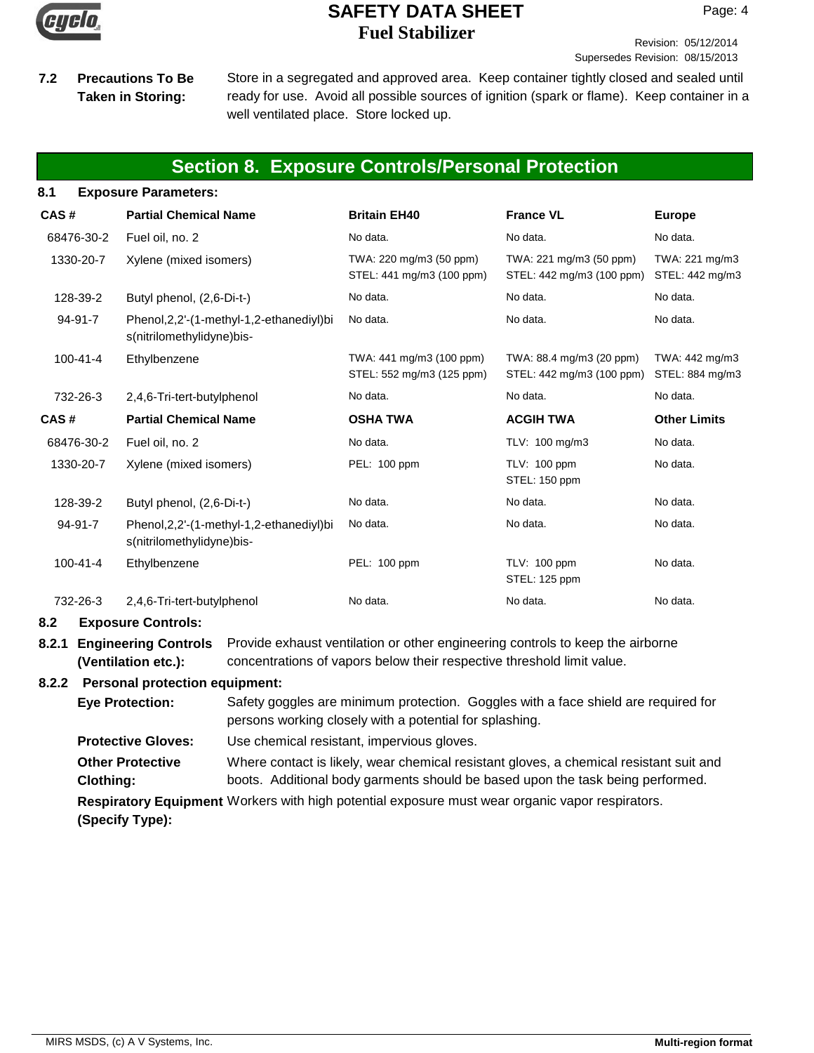**7.2 Precautions To Be Taken in Storing:** Store in a segregated and approved area. Keep container tightly closed and sealed until ready for use. Avoid all possible sources of ignition (spark or flame). Keep container in a well ventilated place. Store locked up.

## Section 8. Exposure Controls/Personal Protection

### 8.1 Exposure Parameters:

| CAS # | Partial Chemical Name | Britain EH40 | France VL | Europe |
|---|---|---|---|---|
| 68476-30-2 | Fuel oil, no. 2 | No data. | No data. | No data. |
| 1330-20-7 | Xylene (mixed isomers) | TWA: 220 mg/m3 (50 ppm) STEL: 441 mg/m3 (100 ppm) | TWA: 221 mg/m3 (50 ppm) STEL: 442 mg/m3 (100 ppm) | TWA: 221 mg/m3 STEL: 442 mg/m3 |
| 128-39-2 | Butyl phenol, (2,6-Di-t-) | No data. | No data. | No data. |
| 94-91-7 | Phenol,2,2'-(1-methyl-1,2-ethanediyl)bis(nitrilomethylidyne)bis- | No data. | No data. | No data. |
| 100-41-4 | Ethylbenzene | TWA: 441 mg/m3 (100 ppm) STEL: 552 mg/m3 (125 ppm) | TWA: 88.4 mg/m3 (20 ppm) STEL: 442 mg/m3 (100 ppm) | TWA: 442 mg/m3 STEL: 884 mg/m3 |
| 732-26-3 | 2,4,6-Tri-tert-butylphenol | No data. | No data. | No data. |

| CAS # | Partial Chemical Name | OSHA TWA | ACGIH TWA | Other Limits |
|---|---|---|---|---|
| 68476-30-2 | Fuel oil, no. 2 | No data. | TLV: 100 mg/m3 | No data. |
| 1330-20-7 | Xylene (mixed isomers) | PEL: 100 ppm | TLV: 100 ppm STEL: 150 ppm | No data. |
| 128-39-2 | Butyl phenol, (2,6-Di-t-) | No data. | No data. | No data. |
| 94-91-7 | Phenol,2,2'-(1-methyl-1,2-ethanediyl)bis(nitrilomethylidyne)bis- | No data. | No data. | No data. |
| 100-41-4 | Ethylbenzene | PEL: 100 ppm | TLV: 100 ppm STEL: 125 ppm | No data. |
| 732-26-3 | 2,4,6-Tri-tert-butylphenol | No data. | No data. | No data. |

### 8.2 Exposure Controls:

**8.2.1 Engineering Controls (Ventilation etc.):** Provide exhaust ventilation or other engineering controls to keep the airborne concentrations of vapors below their respective threshold limit value.

**8.2.2 Personal protection equipment:**

**Eye Protection:** Safety goggles are minimum protection. Goggles with a face shield are required for persons working closely with a potential for splashing.

**Protective Gloves:** Use chemical resistant, impervious gloves.

**Other Protective Clothing:** Where contact is likely, wear chemical resistant gloves, a chemical resistant suit and boots. Additional body garments should be based upon the task being performed.

**Respiratory Equipment (Specify Type):** Workers with high potential exposure must wear organic vapor respirators.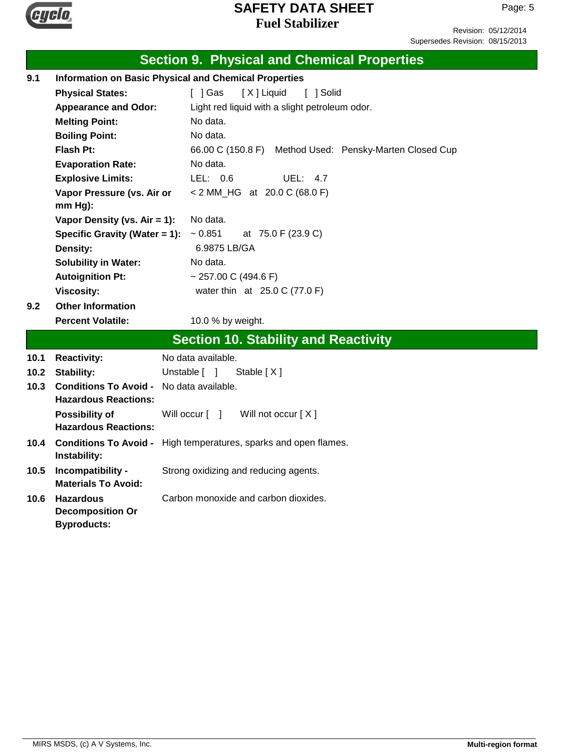## Section 9. Physical and Chemical Properties

**9.1 Information on Basic Physical and Chemical Properties**

| | |
|---|---|
| **Physical States:** | [ ] Gas [ X ] Liquid [ ] Solid |
| **Appearance and Odor:** | Light red liquid with a slight petroleum odor. |
| **Melting Point:** | No data. |
| **Boiling Point:** | No data. |
| **Flash Pt:** | 66.00 C (150.8 F) Method Used: Pensky-Marten Closed Cup |
| **Evaporation Rate:** | No data. |
| **Explosive Limits:** | LEL: 0.6 UEL: 4.7 |
| **Vapor Pressure (vs. Air or mm Hg):** | < 2 MM_HG at 20.0 C (68.0 F) |
| **Vapor Density (vs. Air = 1):** | No data. |
| **Specific Gravity (Water = 1):** | ~ 0.851 at 75.0 F (23.9 C) |
| **Density:** | 6.9875 LB/GA |
| **Solubility in Water:** | No data. |
| **Autoignition Pt:** | ~ 257.00 C (494.6 F) |
| **Viscosity:** | water thin at 25.0 C (77.0 F) |

**9.2 Other Information**

| | |
|---|---|
| **Percent Volatile:** | 10.0 % by weight. |

## Section 10. Stability and Reactivity

| | | |
|---|---|---|
| 10.1 | **Reactivity:** | No data available. |
| 10.2 | **Stability:** | Unstable [ ] Stable [ X ] |
| 10.3 | **Conditions To Avoid - Hazardous Reactions:** | No data available. |
| | **Possibility of Hazardous Reactions:** | Will occur [ ] Will not occur [ X ] |
| 10.4 | **Conditions To Avoid - Instability:** | High temperatures, sparks and open flames. |
| 10.5 | **Incompatibility - Materials To Avoid:** | Strong oxidizing and reducing agents. |
| 10.6 | **Hazardous Decomposition Or Byproducts:** | Carbon monoxide and carbon dioxides. |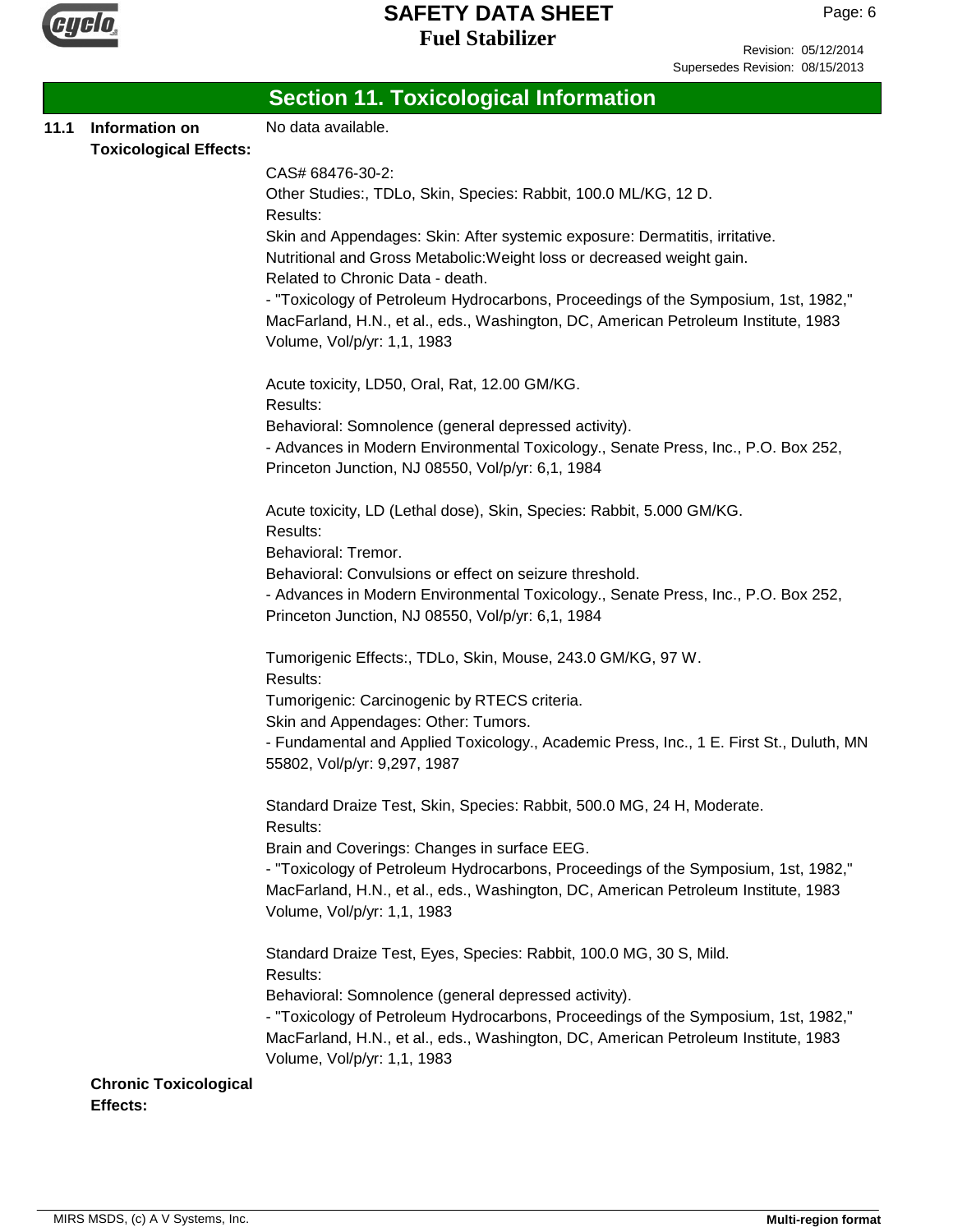## Section 11. Toxicological Information

**11.1 Information on Toxicological Effects:**

No data available.

CAS# 68476-30-2:
Other Studies:, TDLo, Skin, Species: Rabbit, 100.0 ML/KG, 12 D.
Results:
Skin and Appendages: Skin: After systemic exposure: Dermatitis, irritative.
Nutritional and Gross Metabolic:Weight loss or decreased weight gain.
Related to Chronic Data - death.
- "Toxicology of Petroleum Hydrocarbons, Proceedings of the Symposium, 1st, 1982," MacFarland, H.N., et al., eds., Washington, DC, American Petroleum Institute, 1983 Volume, Vol/p/yr: 1,1, 1983

Acute toxicity, LD50, Oral, Rat, 12.00 GM/KG.
Results:
Behavioral: Somnolence (general depressed activity).
- Advances in Modern Environmental Toxicology., Senate Press, Inc., P.O. Box 252, Princeton Junction, NJ 08550, Vol/p/yr: 6,1, 1984

Acute toxicity, LD (Lethal dose), Skin, Species: Rabbit, 5.000 GM/KG.
Results:
Behavioral: Tremor.
Behavioral: Convulsions or effect on seizure threshold.
- Advances in Modern Environmental Toxicology., Senate Press, Inc., P.O. Box 252, Princeton Junction, NJ 08550, Vol/p/yr: 6,1, 1984

Tumorigenic Effects:, TDLo, Skin, Mouse, 243.0 GM/KG, 97 W.
Results:
Tumorigenic: Carcinogenic by RTECS criteria.
Skin and Appendages: Other: Tumors.
- Fundamental and Applied Toxicology., Academic Press, Inc., 1 E. First St., Duluth, MN 55802, Vol/p/yr: 9,297, 1987

Standard Draize Test, Skin, Species: Rabbit, 500.0 MG, 24 H, Moderate.
Results:
Brain and Coverings: Changes in surface EEG.
- "Toxicology of Petroleum Hydrocarbons, Proceedings of the Symposium, 1st, 1982," MacFarland, H.N., et al., eds., Washington, DC, American Petroleum Institute, 1983 Volume, Vol/p/yr: 1,1, 1983

Standard Draize Test, Eyes, Species: Rabbit, 100.0 MG, 30 S, Mild.
Results:
Behavioral: Somnolence (general depressed activity).
- "Toxicology of Petroleum Hydrocarbons, Proceedings of the Symposium, 1st, 1982," MacFarland, H.N., et al., eds., Washington, DC, American Petroleum Institute, 1983 Volume, Vol/p/yr: 1,1, 1983

**Chronic Toxicological Effects:**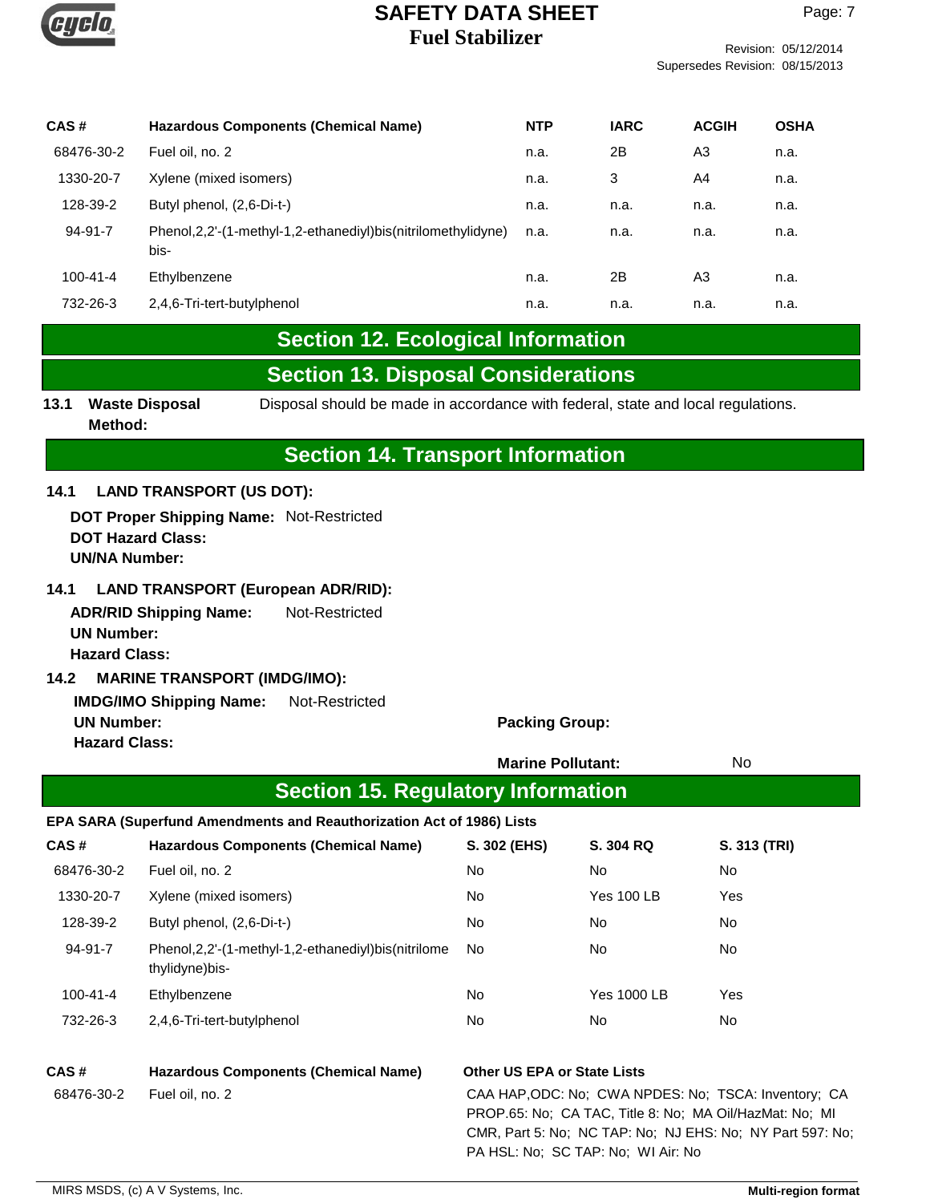| CAS # | Hazardous Components (Chemical Name) | NTP | IARC | ACGIH | OSHA |
|---|---|---|---|---|---|
| 68476-30-2 | Fuel oil, no. 2 | n.a. | 2B | A3 | n.a. |
| 1330-20-7 | Xylene (mixed isomers) | n.a. | 3 | A4 | n.a. |
| 128-39-2 | Butyl phenol, (2,6-Di-t-) | n.a. | n.a. | n.a. | n.a. |
| 94-91-7 | Phenol,2,2'-(1-methyl-1,2-ethanediyl)bis(nitrilomethylidyne) bis- | n.a. | n.a. | n.a. | n.a. |
| 100-41-4 | Ethylbenzene | n.a. | 2B | A3 | n.a. |
| 732-26-3 | 2,4,6-Tri-tert-butylphenol | n.a. | n.a. | n.a. | n.a. |

## Section 12. Ecological Information

## Section 13. Disposal Considerations

**13.1 Waste Disposal Method:** Disposal should be made in accordance with federal, state and local regulations.

## Section 14. Transport Information

**14.1 LAND TRANSPORT (US DOT):**

**DOT Proper Shipping Name:** Not-Restricted
**DOT Hazard Class:**
**UN/NA Number:**

**14.1 LAND TRANSPORT (European ADR/RID):**

**ADR/RID Shipping Name:** Not-Restricted
**UN Number:**
**Hazard Class:**

**14.2 MARINE TRANSPORT (IMDG/IMO):**

**IMDG/IMO Shipping Name:** Not-Restricted
**UN Number:**
**Packing Group:**
**Hazard Class:**
**Marine Pollutant:** No

## Section 15. Regulatory Information

**EPA SARA (Superfund Amendments and Reauthorization Act of 1986) Lists**

| CAS # | Hazardous Components (Chemical Name) | S. 302 (EHS) | S. 304 RQ | S. 313 (TRI) |
|---|---|---|---|---|
| 68476-30-2 | Fuel oil, no. 2 | No | No | No |
| 1330-20-7 | Xylene (mixed isomers) | No | Yes 100 LB | Yes |
| 128-39-2 | Butyl phenol, (2,6-Di-t-) | No | No | No |
| 94-91-7 | Phenol,2,2'-(1-methyl-1,2-ethanediyl)bis(nitrilomethylidyne)bis- | No | No | No |
| 100-41-4 | Ethylbenzene | No | Yes 1000 LB | Yes |
| 732-26-3 | 2,4,6-Tri-tert-butylphenol | No | No | No |

| CAS # | Hazardous Components (Chemical Name) | Other US EPA or State Lists |
|---|---|---|
| 68476-30-2 | Fuel oil, no. 2 | CAA HAP,ODC: No; CWA NPDES: No; TSCA: Inventory; CA PROP.65: No; CA TAC, Title 8: No; MA Oil/HazMat: No; MI CMR, Part 5: No; NC TAP: No; NJ EHS: No; NY Part 597: No; PA HSL: No; SC TAP: No; WI Air: No |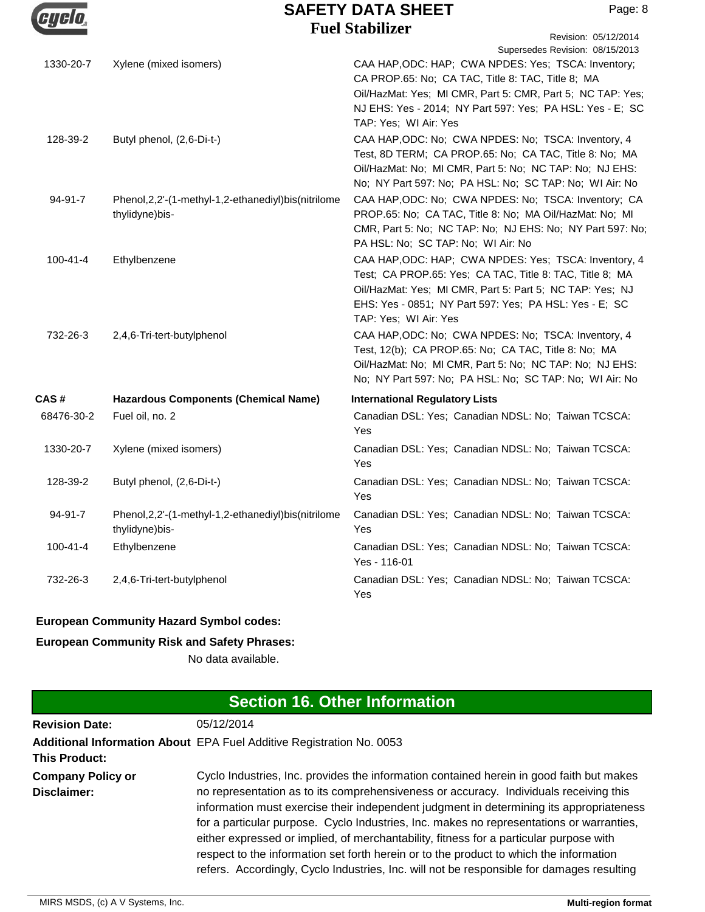| | | |
|---|---|---|
| 1330-20-7 | Xylene (mixed isomers) | CAA HAP,ODC: HAP; CWA NPDES: Yes; TSCA: Inventory; CA PROP.65: No; CA TAC, Title 8: TAC, Title 8; MA Oil/HazMat: Yes; MI CMR, Part 5: CMR, Part 5; NC TAP: Yes; NJ EHS: Yes - 2014; NY Part 597: Yes; PA HSL: Yes - E; SC TAP: Yes; WI Air: Yes |
| 128-39-2 | Butyl phenol, (2,6-Di-t-) | CAA HAP,ODC: No; CWA NPDES: No; TSCA: Inventory, 4 Test, 8D TERM; CA PROP.65: No; CA TAC, Title 8: No; MA Oil/HazMat: No; MI CMR, Part 5: No; NC TAP: No; NJ EHS: No; NY Part 597: No; PA HSL: No; SC TAP: No; WI Air: No |
| 94-91-7 | Phenol,2,2'-(1-methyl-1,2-ethanediyl)bis(nitrilomethylidyne)bis- | CAA HAP,ODC: No; CWA NPDES: No; TSCA: Inventory; CA PROP.65: No; CA TAC, Title 8: No; MA Oil/HazMat: No; MI CMR, Part 5: No; NC TAP: No; NJ EHS: No; NY Part 597: No; PA HSL: No; SC TAP: No; WI Air: No |
| 100-41-4 | Ethylbenzene | CAA HAP,ODC: HAP; CWA NPDES: Yes; TSCA: Inventory, 4 Test; CA PROP.65: Yes; CA TAC, Title 8: TAC, Title 8; MA Oil/HazMat: Yes; MI CMR, Part 5: Part 5; NC TAP: Yes; NJ EHS: Yes - 0851; NY Part 597: Yes; PA HSL: Yes - E; SC TAP: Yes; WI Air: Yes |
| 732-26-3 | 2,4,6-Tri-tert-butylphenol | CAA HAP,ODC: No; CWA NPDES: No; TSCA: Inventory, 4 Test, 12(b); CA PROP.65: No; CA TAC, Title 8: No; MA Oil/HazMat: No; MI CMR, Part 5: No; NC TAP: No; NJ EHS: No; NY Part 597: No; PA HSL: No; SC TAP: No; WI Air: No |

| CAS # | Hazardous Components (Chemical Name) | International Regulatory Lists |
|---|---|---|
| 68476-30-2 | Fuel oil, no. 2 | Canadian DSL: Yes; Canadian NDSL: No; Taiwan TCSCA: Yes |
| 1330-20-7 | Xylene (mixed isomers) | Canadian DSL: Yes; Canadian NDSL: No; Taiwan TCSCA: Yes |
| 128-39-2 | Butyl phenol, (2,6-Di-t-) | Canadian DSL: Yes; Canadian NDSL: No; Taiwan TCSCA: Yes |
| 94-91-7 | Phenol,2,2'-(1-methyl-1,2-ethanediyl)bis(nitrilomethylidyne)bis- | Canadian DSL: Yes; Canadian NDSL: No; Taiwan TCSCA: Yes |
| 100-41-4 | Ethylbenzene | Canadian DSL: Yes; Canadian NDSL: No; Taiwan TCSCA: Yes - 116-01 |
| 732-26-3 | 2,4,6-Tri-tert-butylphenol | Canadian DSL: Yes; Canadian NDSL: No; Taiwan TCSCA: Yes |

**European Community Hazard Symbol codes:**

**European Community Risk and Safety Phrases:**

No data available.

## Section 16. Other Information

**Revision Date:** 05/12/2014

**Additional Information About This Product:** EPA Fuel Additive Registration No. 0053

**Company Policy or Disclaimer:** Cyclo Industries, Inc. provides the information contained herein in good faith but makes no representation as to its comprehensiveness or accuracy. Individuals receiving this information must exercise their independent judgment in determining its appropriateness for a particular purpose. Cyclo Industries, Inc. makes no representations or warranties, either expressed or implied, of merchantability, fitness for a particular purpose with respect to the information set forth herein or to the product to which the information refers. Accordingly, Cyclo Industries, Inc. will not be responsible for damages resulting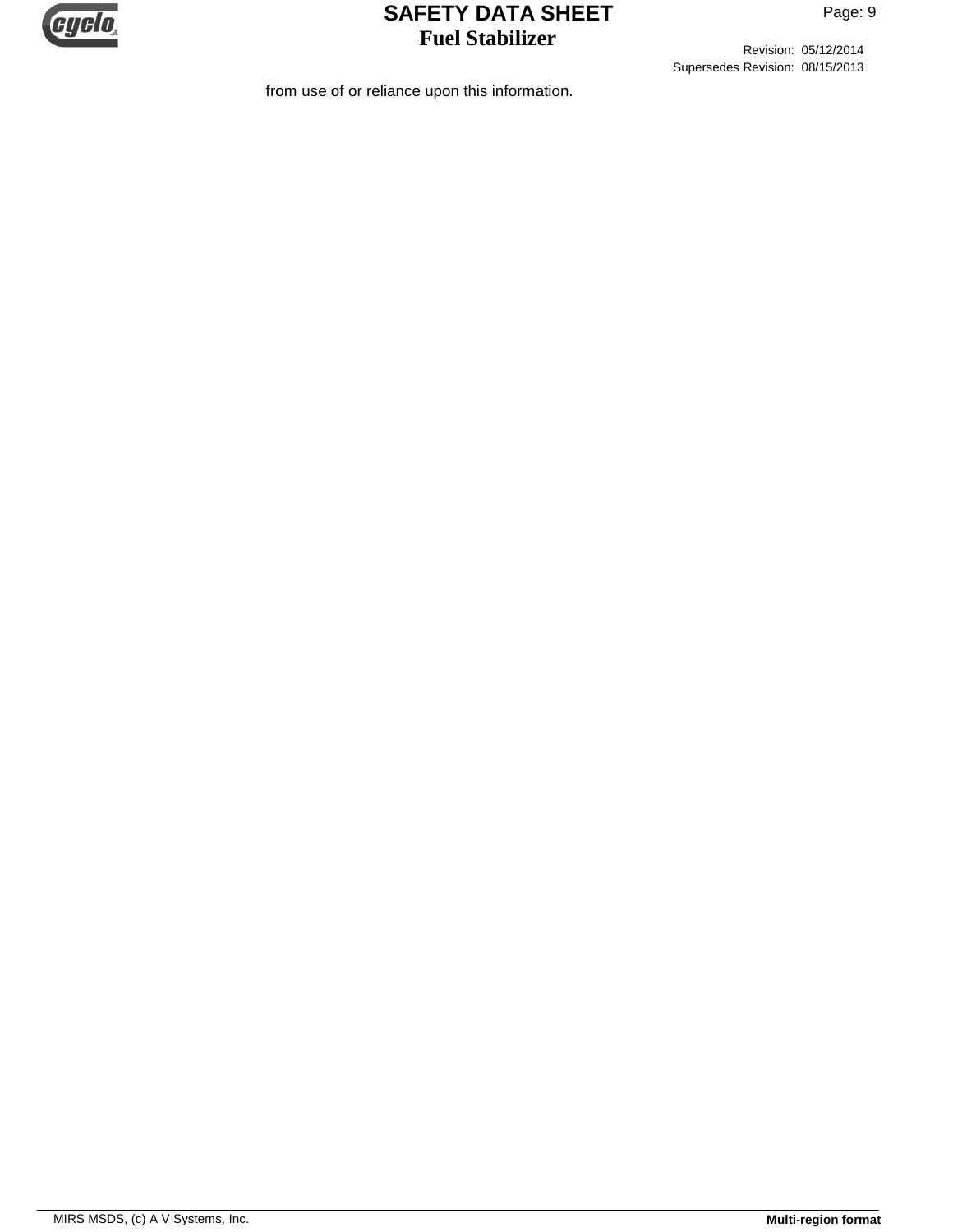from use of or reliance upon this information.